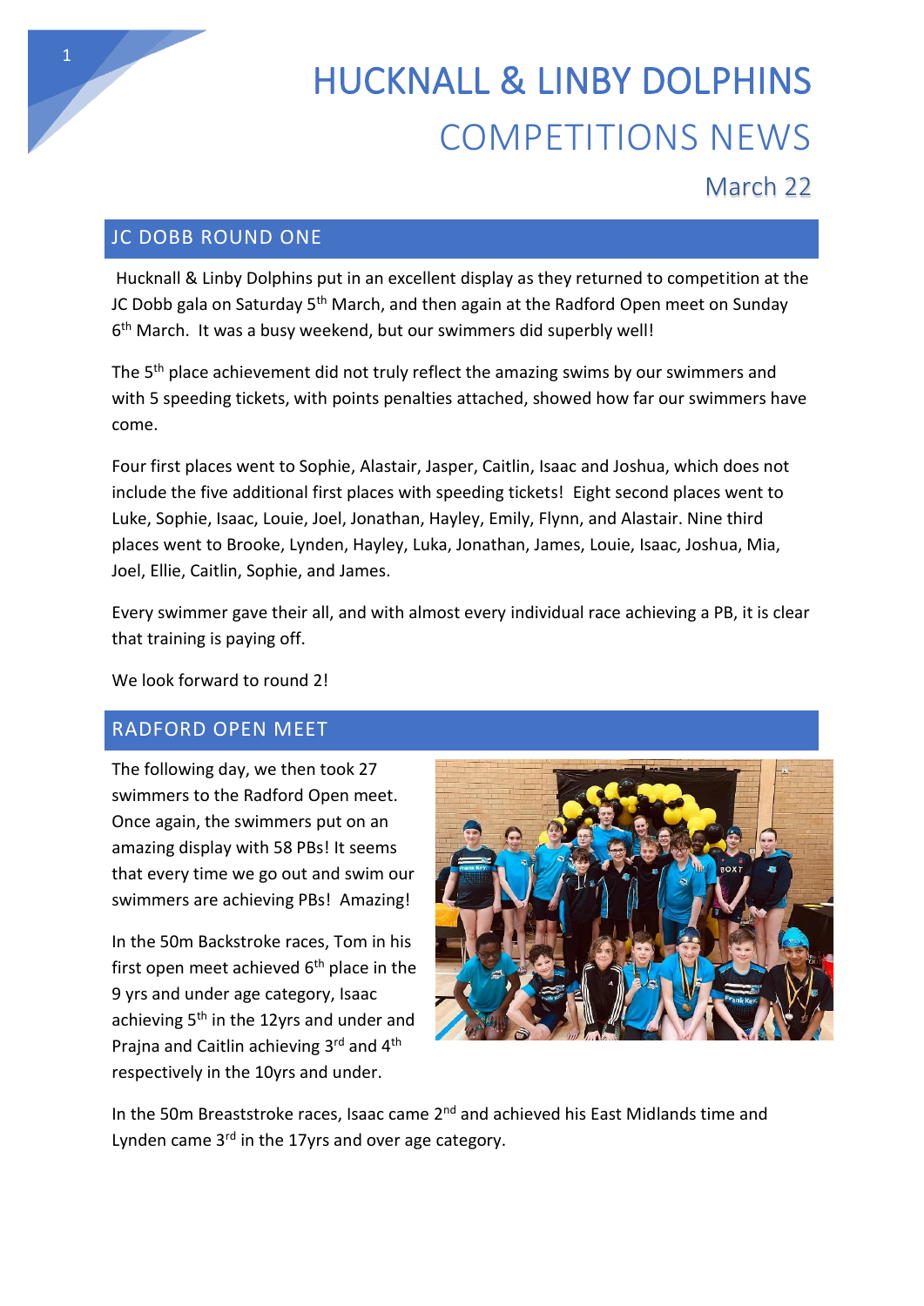# HUCKNALL & LINBY DOLPHINS

# COMPETITIONS NEWS

March 22

## JC DOBB ROUND ONE

Hucknall & Linby Dolphins put in an excellent display as they returned to competition at the JC Dobb gala on Saturday 5th March, and then again at the Radford Open meet on Sunday 6th March. It was a busy weekend, but our swimmers did superbly well!

The 5th place achievement did not truly reflect the amazing swims by our swimmers and with 5 speeding tickets, with points penalties attached, showed how far our swimmers have come.

Four first places went to Sophie, Alastair, Jasper, Caitlin, Isaac and Joshua, which does not include the five additional first places with speeding tickets! Eight second places went to Luke, Sophie, Isaac, Louie, Joel, Jonathan, Hayley, Emily, Flynn, and Alastair. Nine third places went to Brooke, Lynden, Hayley, Luka, Jonathan, James, Louie, Isaac, Joshua, Mia, Joel, Ellie, Caitlin, Sophie, and James.

Every swimmer gave their all, and with almost every individual race achieving a PB, it is clear that training is paying off.

We look forward to round 2!

## RADFORD OPEN MEET

The following day, we then took 27 swimmers to the Radford Open meet. Once again, the swimmers put on an amazing display with 58 PBs! It seems that every time we go out and swim our swimmers are achieving PBs! Amazing!

In the 50m Backstroke races, Tom in his first open meet achieved 6th place in the 9 yrs and under age category, Isaac achieving 5th in the 12yrs and under and Prajna and Caitlin achieving 3rd and 4th respectively in the 10yrs and under.

In the 50m Breaststroke races, Isaac came 2nd and achieved his East Midlands time and Lynden came 3rd in the 17yrs and over age category.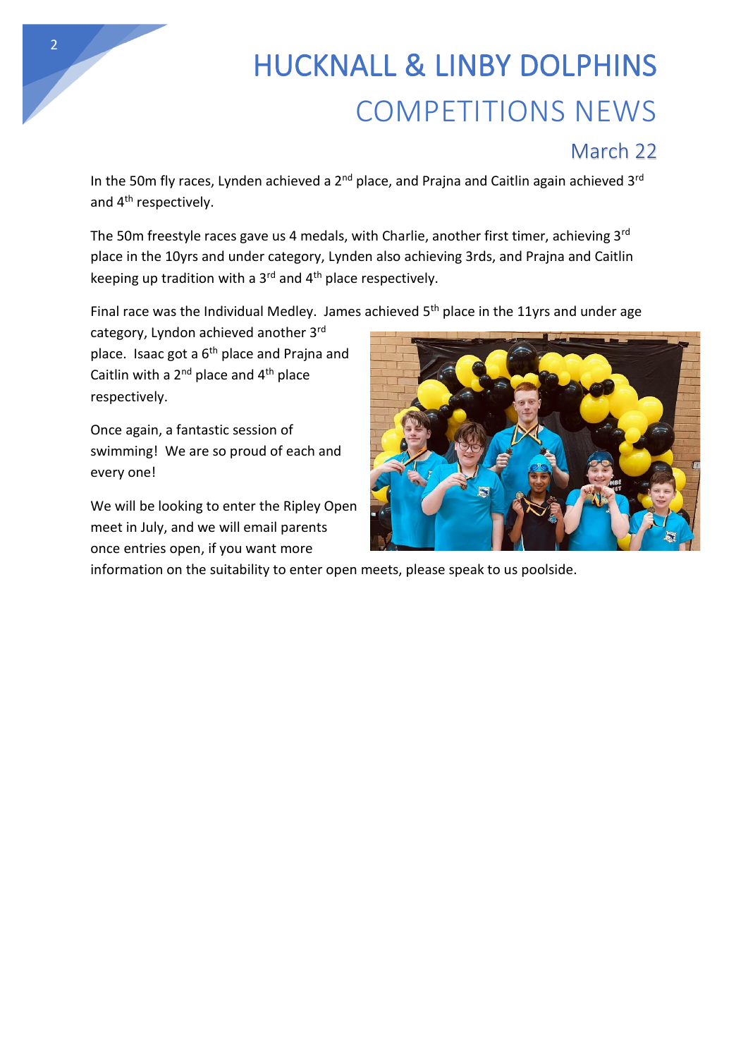# HUCKNALL & LINBY DOLPHINS

## COMPETITIONS NEWS

### March 22

In the 50m fly races, Lynden achieved a 2nd place, and Prajna and Caitlin again achieved 3rd and 4th respectively.

The 50m freestyle races gave us 4 medals, with Charlie, another first timer, achieving 3rd place in the 10yrs and under category, Lynden also achieving 3rds, and Prajna and Caitlin keeping up tradition with a 3rd and 4th place respectively.

Final race was the Individual Medley. James achieved 5th place in the 11yrs and under age category, Lyndon achieved another 3rd place. Isaac got a 6th place and Prajna and Caitlin with a 2nd place and 4th place respectively.

Once again, a fantastic session of swimming! We are so proud of each and every one!

We will be looking to enter the Ripley Open meet in July, and we will email parents once entries open, if you want more information on the suitability to enter open meets, please speak to us poolside.